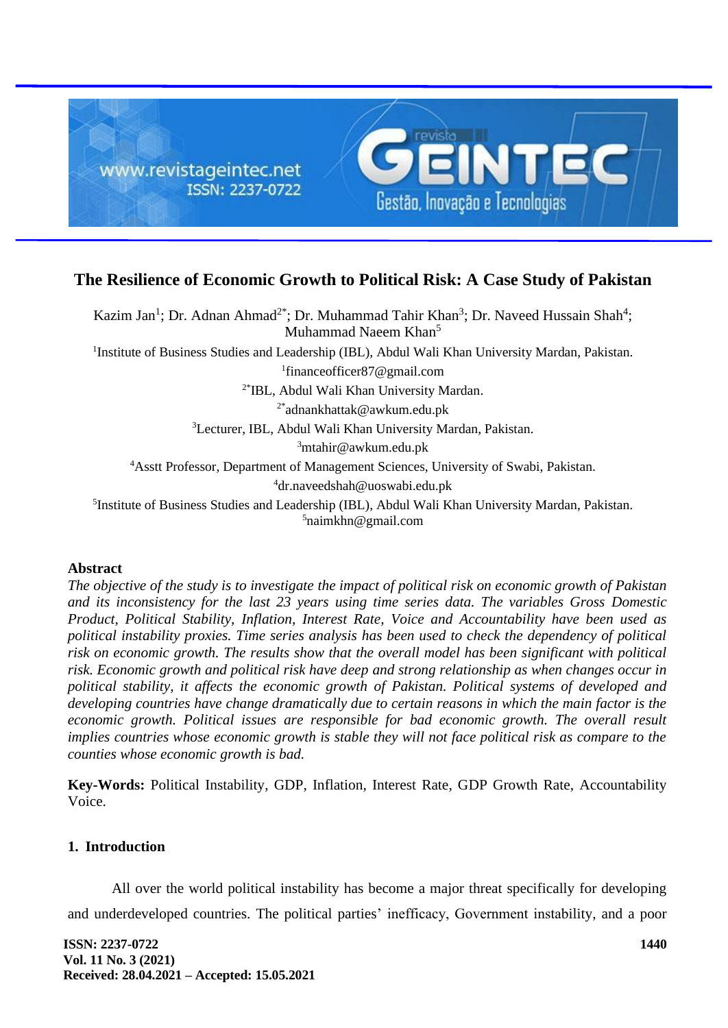# The Resilience of Economic Growth to Political Risk: A Case Study of Pakistan

Kazim Jan[1]; Dr. Adnan Ahmad[2*]; Dr. Muhammad Tahir Khan[3]; Dr. Naveed Hussain Shah[4]; Muhammad Naeem Khan[5]

[1]Institute of Business Studies and Leadership (IBL), Abdul Wali Khan University Mardan, Pakistan.
[1]financeofficer87@gmail.com

[2*]IBL, Abdul Wali Khan University Mardan.
[2*]adnankhattak@awkum.edu.pk

[3]Lecturer, IBL, Abdul Wali Khan University Mardan, Pakistan.
[3]mtahir@awkum.edu.pk

[4]Asstt Professor, Department of Management Sciences, University of Swabi, Pakistan.
[4]dr.naveedshah@uoswabi.edu.pk

[5]Institute of Business Studies and Leadership (IBL), Abdul Wali Khan University Mardan, Pakistan.
[5]naimkhn@gmail.com

## Abstract

*The objective of the study is to investigate the impact of political risk on economic growth of Pakistan and its inconsistency for the last 23 years using time series data. The variables Gross Domestic Product, Political Stability, Inflation, Interest Rate, Voice and Accountability have been used as political instability proxies. Time series analysis has been used to check the dependency of political risk on economic growth. The results show that the overall model has been significant with political risk. Economic growth and political risk have deep and strong relationship as when changes occur in political stability, it affects the economic growth of Pakistan. Political systems of developed and developing countries have change dramatically due to certain reasons in which the main factor is the economic growth. Political issues are responsible for bad economic growth. The overall result implies countries whose economic growth is stable they will not face political risk as compare to the counties whose economic growth is bad.*

**Key-Words:** Political Instability, GDP, Inflation, Interest Rate, GDP Growth Rate, Accountability Voice.

## 1. Introduction

All over the world political instability has become a major threat specifically for developing and underdeveloped countries. The political parties' inefficacy, Government instability, and a poor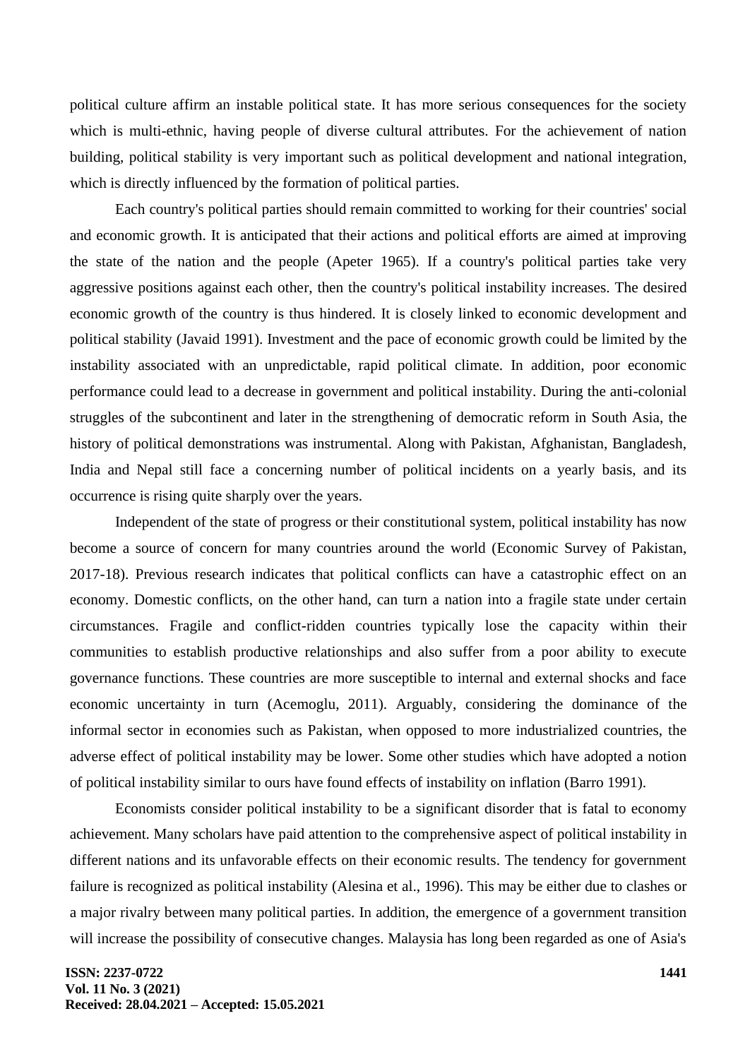political culture affirm an instable political state. It has more serious consequences for the society which is multi-ethnic, having people of diverse cultural attributes. For the achievement of nation building, political stability is very important such as political development and national integration, which is directly influenced by the formation of political parties.

Each country's political parties should remain committed to working for their countries' social and economic growth. It is anticipated that their actions and political efforts are aimed at improving the state of the nation and the people (Apeter 1965). If a country's political parties take very aggressive positions against each other, then the country's political instability increases. The desired economic growth of the country is thus hindered. It is closely linked to economic development and political stability (Javaid 1991). Investment and the pace of economic growth could be limited by the instability associated with an unpredictable, rapid political climate. In addition, poor economic performance could lead to a decrease in government and political instability. During the anti-colonial struggles of the subcontinent and later in the strengthening of democratic reform in South Asia, the history of political demonstrations was instrumental. Along with Pakistan, Afghanistan, Bangladesh, India and Nepal still face a concerning number of political incidents on a yearly basis, and its occurrence is rising quite sharply over the years.

Independent of the state of progress or their constitutional system, political instability has now become a source of concern for many countries around the world (Economic Survey of Pakistan, 2017-18). Previous research indicates that political conflicts can have a catastrophic effect on an economy. Domestic conflicts, on the other hand, can turn a nation into a fragile state under certain circumstances. Fragile and conflict-ridden countries typically lose the capacity within their communities to establish productive relationships and also suffer from a poor ability to execute governance functions. These countries are more susceptible to internal and external shocks and face economic uncertainty in turn (Acemoglu, 2011). Arguably, considering the dominance of the informal sector in economies such as Pakistan, when opposed to more industrialized countries, the adverse effect of political instability may be lower. Some other studies which have adopted a notion of political instability similar to ours have found effects of instability on inflation (Barro 1991).

Economists consider political instability to be a significant disorder that is fatal to economy achievement. Many scholars have paid attention to the comprehensive aspect of political instability in different nations and its unfavorable effects on their economic results. The tendency for government failure is recognized as political instability (Alesina et al., 1996). This may be either due to clashes or a major rivalry between many political parties. In addition, the emergence of a government transition will increase the possibility of consecutive changes. Malaysia has long been regarded as one of Asia's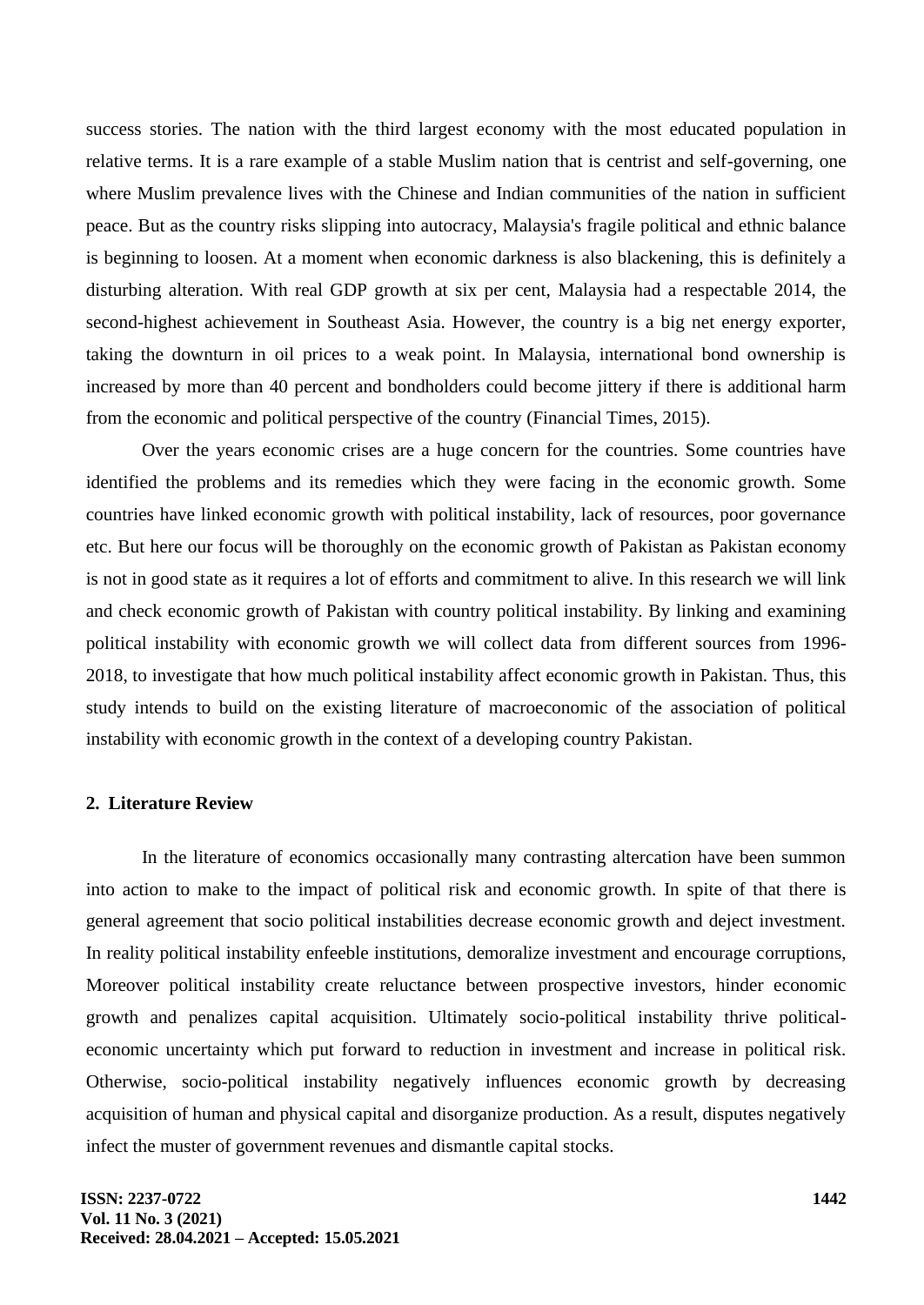success stories. The nation with the third largest economy with the most educated population in relative terms. It is a rare example of a stable Muslim nation that is centrist and self-governing, one where Muslim prevalence lives with the Chinese and Indian communities of the nation in sufficient peace. But as the country risks slipping into autocracy, Malaysia's fragile political and ethnic balance is beginning to loosen. At a moment when economic darkness is also blackening, this is definitely a disturbing alteration. With real GDP growth at six per cent, Malaysia had a respectable 2014, the second-highest achievement in Southeast Asia. However, the country is a big net energy exporter, taking the downturn in oil prices to a weak point. In Malaysia, international bond ownership is increased by more than 40 percent and bondholders could become jittery if there is additional harm from the economic and political perspective of the country (Financial Times, 2015).

Over the years economic crises are a huge concern for the countries. Some countries have identified the problems and its remedies which they were facing in the economic growth. Some countries have linked economic growth with political instability, lack of resources, poor governance etc. But here our focus will be thoroughly on the economic growth of Pakistan as Pakistan economy is not in good state as it requires a lot of efforts and commitment to alive. In this research we will link and check economic growth of Pakistan with country political instability. By linking and examining political instability with economic growth we will collect data from different sources from 1996-2018, to investigate that how much political instability affect economic growth in Pakistan. Thus, this study intends to build on the existing literature of macroeconomic of the association of political instability with economic growth in the context of a developing country Pakistan.

## 2. Literature Review

In the literature of economics occasionally many contrasting altercation have been summon into action to make to the impact of political risk and economic growth. In spite of that there is general agreement that socio political instabilities decrease economic growth and deject investment. In reality political instability enfeeble institutions, demoralize investment and encourage corruptions, Moreover political instability create reluctance between prospective investors, hinder economic growth and penalizes capital acquisition. Ultimately socio-political instability thrive political-economic uncertainty which put forward to reduction in investment and increase in political risk. Otherwise, socio-political instability negatively influences economic growth by decreasing acquisition of human and physical capital and disorganize production. As a result, disputes negatively infect the muster of government revenues and dismantle capital stocks.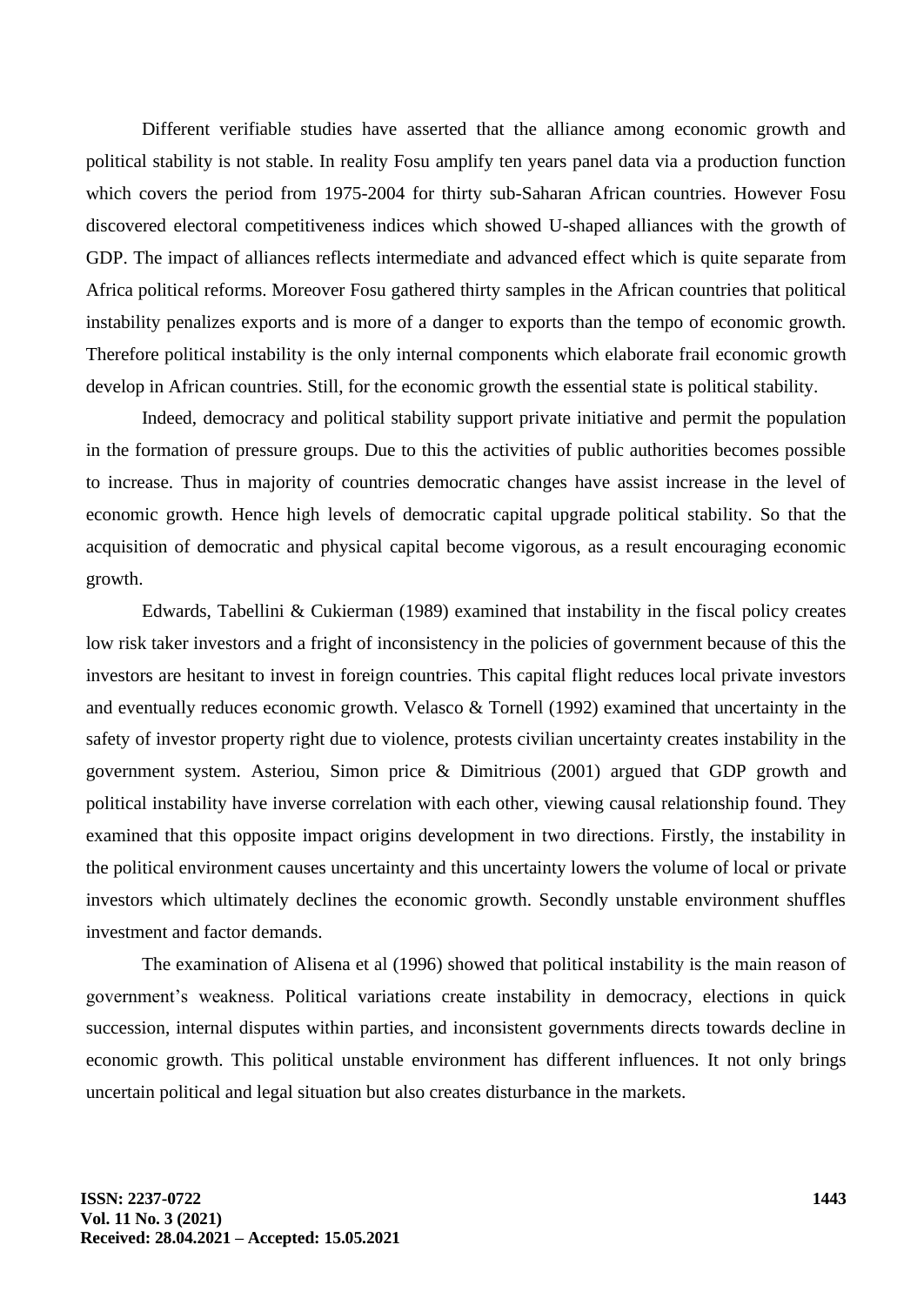Different verifiable studies have asserted that the alliance among economic growth and political stability is not stable. In reality Fosu amplify ten years panel data via a production function which covers the period from 1975-2004 for thirty sub-Saharan African countries. However Fosu discovered electoral competitiveness indices which showed U-shaped alliances with the growth of GDP. The impact of alliances reflects intermediate and advanced effect which is quite separate from Africa political reforms. Moreover Fosu gathered thirty samples in the African countries that political instability penalizes exports and is more of a danger to exports than the tempo of economic growth. Therefore political instability is the only internal components which elaborate frail economic growth develop in African countries. Still, for the economic growth the essential state is political stability.

Indeed, democracy and political stability support private initiative and permit the population in the formation of pressure groups. Due to this the activities of public authorities becomes possible to increase. Thus in majority of countries democratic changes have assist increase in the level of economic growth. Hence high levels of democratic capital upgrade political stability. So that the acquisition of democratic and physical capital become vigorous, as a result encouraging economic growth.

Edwards, Tabellini & Cukierman (1989) examined that instability in the fiscal policy creates low risk taker investors and a fright of inconsistency in the policies of government because of this the investors are hesitant to invest in foreign countries. This capital flight reduces local private investors and eventually reduces economic growth. Velasco & Tornell (1992) examined that uncertainty in the safety of investor property right due to violence, protests civilian uncertainty creates instability in the government system. Asteriou, Simon price & Dimitrious (2001) argued that GDP growth and political instability have inverse correlation with each other, viewing causal relationship found. They examined that this opposite impact origins development in two directions. Firstly, the instability in the political environment causes uncertainty and this uncertainty lowers the volume of local or private investors which ultimately declines the economic growth. Secondly unstable environment shuffles investment and factor demands.

The examination of Alisena et al (1996) showed that political instability is the main reason of government's weakness. Political variations create instability in democracy, elections in quick succession, internal disputes within parties, and inconsistent governments directs towards decline in economic growth. This political unstable environment has different influences. It not only brings uncertain political and legal situation but also creates disturbance in the markets.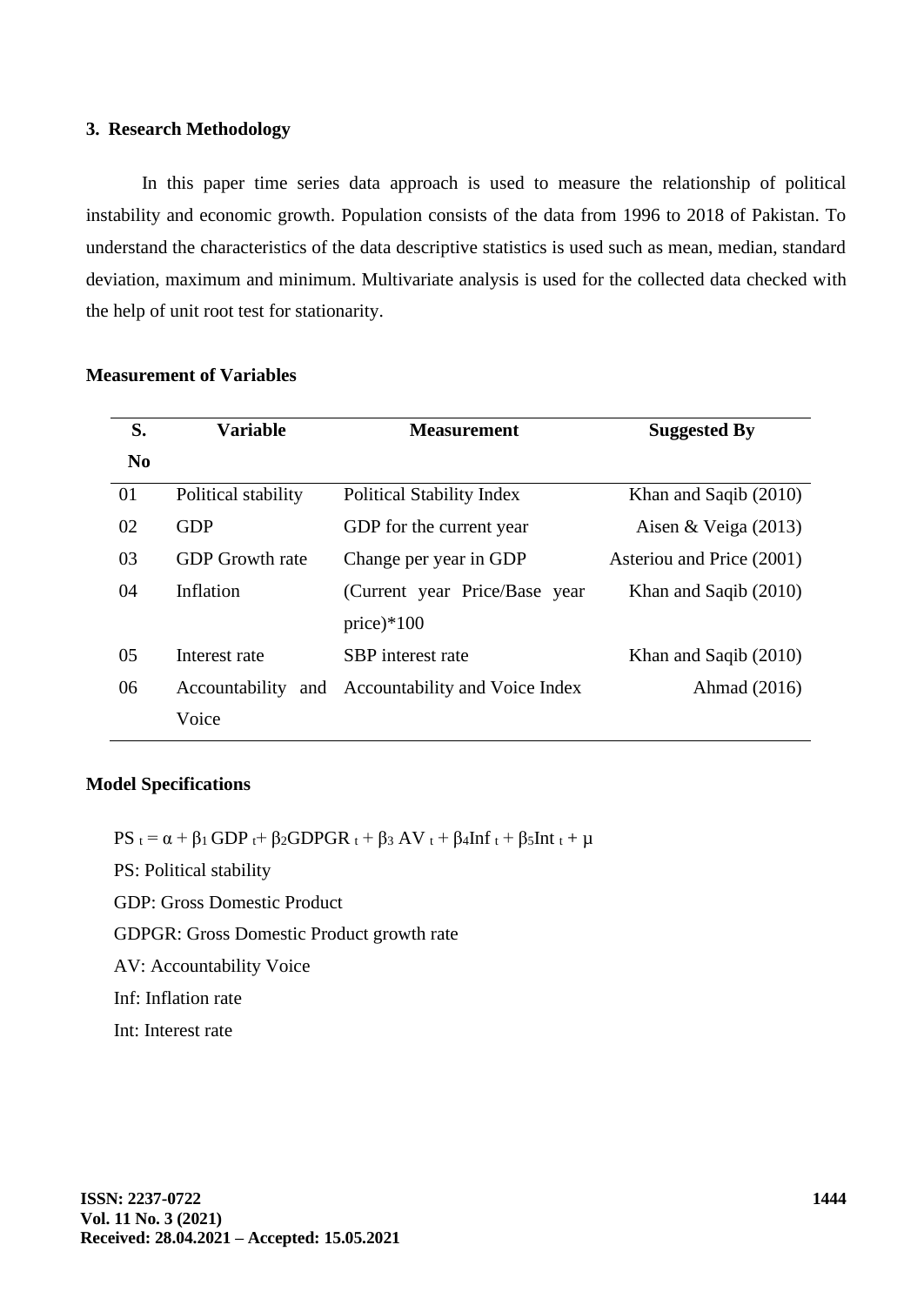## 3. Research Methodology

In this paper time series data approach is used to measure the relationship of political instability and economic growth. Population consists of the data from 1996 to 2018 of Pakistan. To understand the characteristics of the data descriptive statistics is used such as mean, median, standard deviation, maximum and minimum. Multivariate analysis is used for the collected data checked with the help of unit root test for stationarity.

### Measurement of Variables

| S. No | Variable | Measurement | Suggested By |
|---|---|---|---|
| 01 | Political stability | Political Stability Index | Khan and Saqib (2010) |
| 02 | GDP | GDP for the current year | Aisen & Veiga (2013) |
| 03 | GDP Growth rate | Change per year in GDP | Asteriou and Price (2001) |
| 04 | Inflation | (Current year Price/Base year price)*100 | Khan and Saqib (2010) |
| 05 | Interest rate | SBP interest rate | Khan and Saqib (2010) |
| 06 | Accountability and Voice | Accountability and Voice Index | Ahmad (2016) |

### Model Specifications

$$PS_t = \alpha + \beta_1 GDP_t + \beta_2 GDPGR_t + \beta_3 AV_t + \beta_4 Inf_t + \beta_5 Int_t + \mu$$

PS: Political stability

GDP: Gross Domestic Product

GDPGR: Gross Domestic Product growth rate

AV: Accountability Voice

Inf: Inflation rate

Int: Interest rate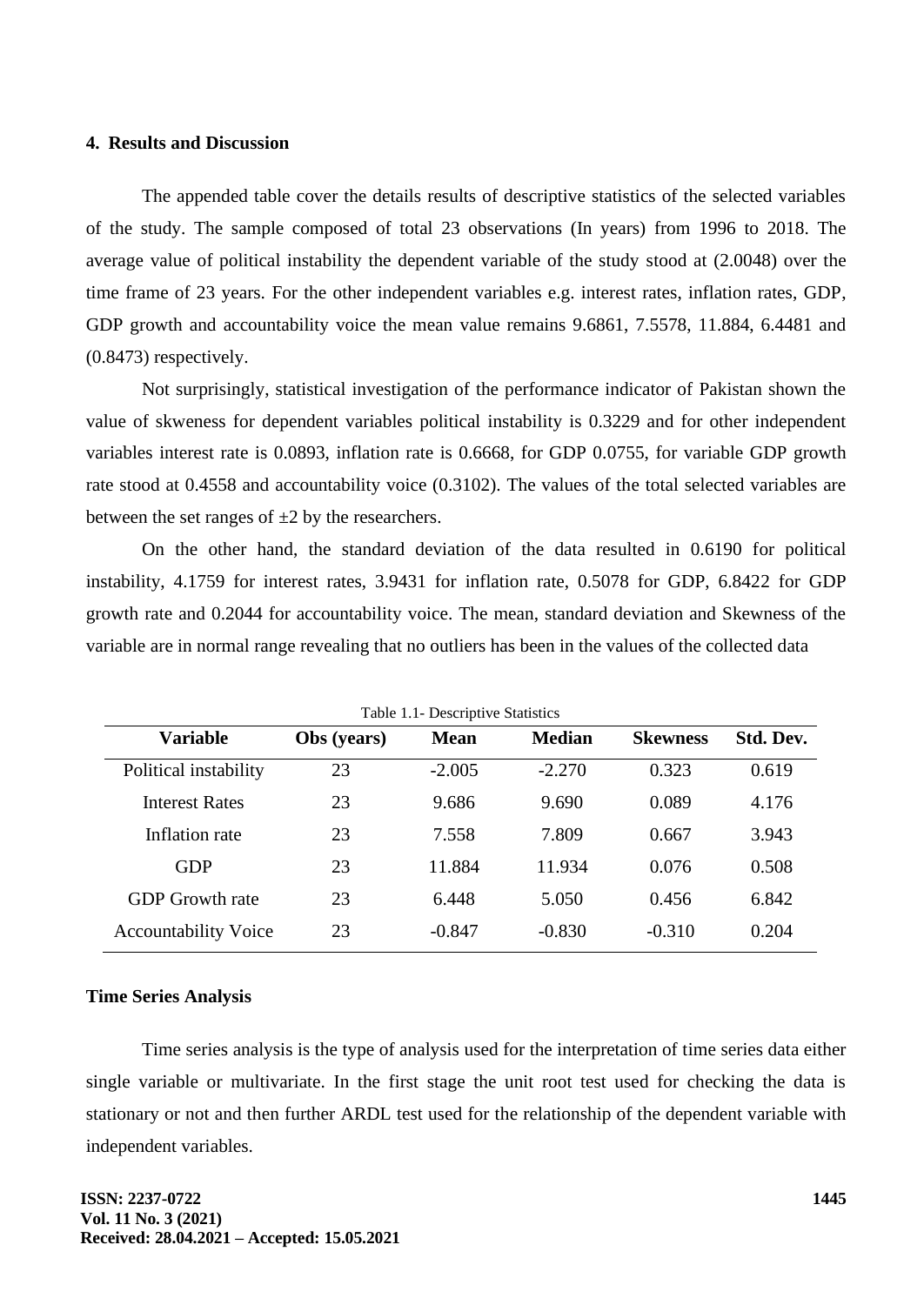#### 4. Results and Discussion

The appended table cover the details results of descriptive statistics of the selected variables of the study. The sample composed of total 23 observations (In years) from 1996 to 2018. The average value of political instability the dependent variable of the study stood at (2.0048) over the time frame of 23 years. For the other independent variables e.g. interest rates, inflation rates, GDP, GDP growth and accountability voice the mean value remains 9.6861, 7.5578, 11.884, 6.4481 and (0.8473) respectively.

Not surprisingly, statistical investigation of the performance indicator of Pakistan shown the value of skweness for dependent variables political instability is 0.3229 and for other independent variables interest rate is 0.0893, inflation rate is 0.6668, for GDP 0.0755, for variable GDP growth rate stood at 0.4558 and accountability voice (0.3102). The values of the total selected variables are between the set ranges of ±2 by the researchers.

On the other hand, the standard deviation of the data resulted in 0.6190 for political instability, 4.1759 for interest rates, 3.9431 for inflation rate, 0.5078 for GDP, 6.8422 for GDP growth rate and 0.2044 for accountability voice. The mean, standard deviation and Skewness of the variable are in normal range revealing that no outliers has been in the values of the collected data

Table 1.1- Descriptive Statistics

| Variable | Obs (years) | Mean | Median | Skewness | Std. Dev. |
|---|---|---|---|---|---|
| Political instability | 23 | -2.005 | -2.270 | 0.323 | 0.619 |
| Interest Rates | 23 | 9.686 | 9.690 | 0.089 | 4.176 |
| Inflation rate | 23 | 7.558 | 7.809 | 0.667 | 3.943 |
| GDP | 23 | 11.884 | 11.934 | 0.076 | 0.508 |
| GDP Growth rate | 23 | 6.448 | 5.050 | 0.456 | 6.842 |
| Accountability Voice | 23 | -0.847 | -0.830 | -0.310 | 0.204 |

#### Time Series Analysis

Time series analysis is the type of analysis used for the interpretation of time series data either single variable or multivariate. In the first stage the unit root test used for checking the data is stationary or not and then further ARDL test used for the relationship of the dependent variable with independent variables.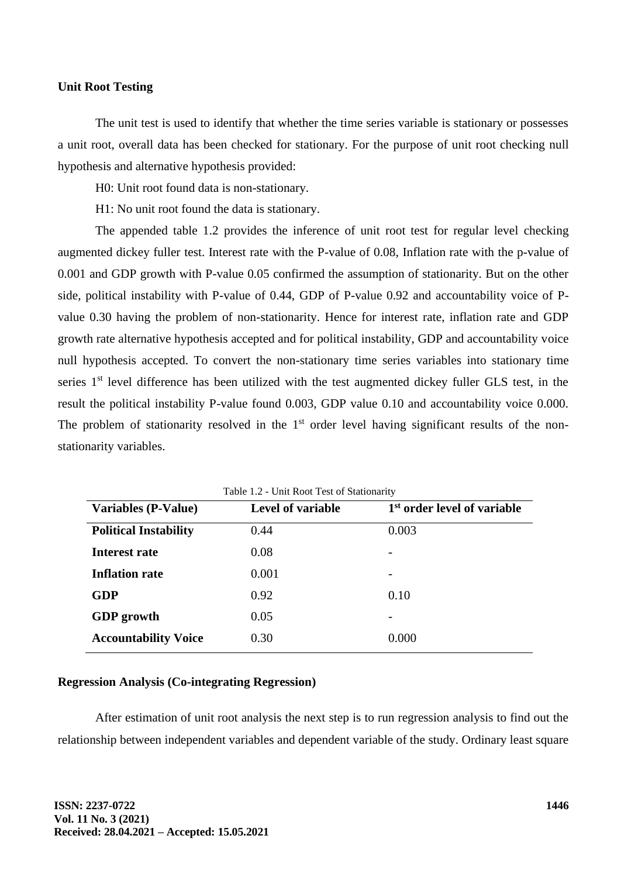### Unit Root Testing

The unit test is used to identify that whether the time series variable is stationary or possesses a unit root, overall data has been checked for stationary. For the purpose of unit root checking null hypothesis and alternative hypothesis provided:

H0: Unit root found data is non-stationary.

H1: No unit root found the data is stationary.

The appended table 1.2 provides the inference of unit root test for regular level checking augmented dickey fuller test. Interest rate with the P-value of 0.08, Inflation rate with the p-value of 0.001 and GDP growth with P-value 0.05 confirmed the assumption of stationarity. But on the other side, political instability with P-value of 0.44, GDP of P-value 0.92 and accountability voice of P-value 0.30 having the problem of non-stationarity. Hence for interest rate, inflation rate and GDP growth rate alternative hypothesis accepted and for political instability, GDP and accountability voice null hypothesis accepted. To convert the non-stationary time series variables into stationary time series 1st level difference has been utilized with the test augmented dickey fuller GLS test, in the result the political instability P-value found 0.003, GDP value 0.10 and accountability voice 0.000. The problem of stationarity resolved in the 1st order level having significant results of the non-stationarity variables.

Table 1.2 - Unit Root Test of Stationarity

| Variables (P-Value) | Level of variable | 1st order level of variable |
|---|---|---|
| **Political Instability** | 0.44 | 0.003 |
| **Interest rate** | 0.08 | - |
| **Inflation rate** | 0.001 | - |
| **GDP** | 0.92 | 0.10 |
| **GDP growth** | 0.05 | - |
| **Accountability Voice** | 0.30 | 0.000 |

### Regression Analysis (Co-integrating Regression)

After estimation of unit root analysis the next step is to run regression analysis to find out the relationship between independent variables and dependent variable of the study. Ordinary least square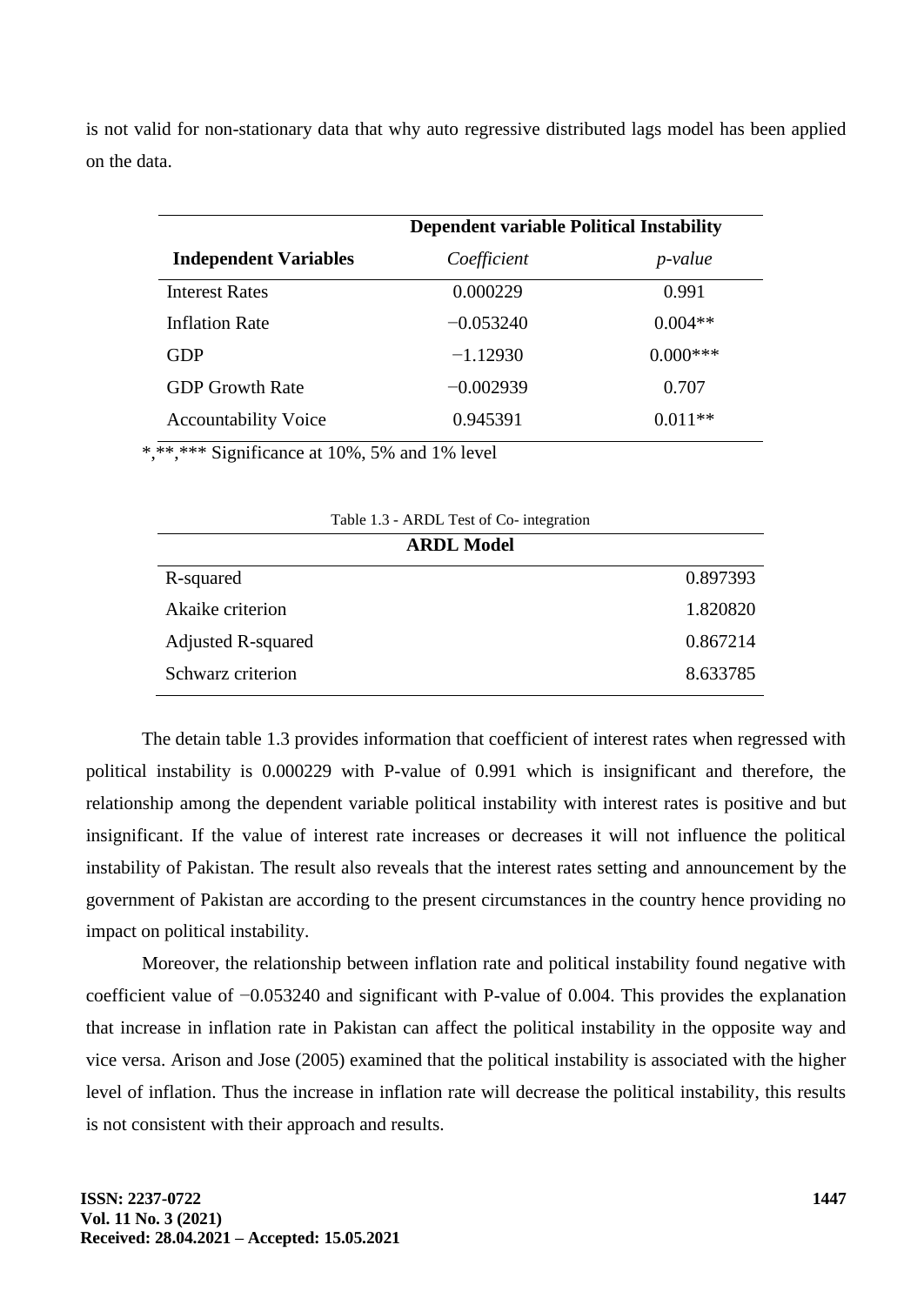is not valid for non-stationary data that why auto regressive distributed lags model has been applied on the data.

| | Dependent variable Political Instability | |
|---|---|---|
| **Independent Variables** | *Coefficient* | *p-value* |
| Interest Rates | 0.000229 | 0.991 |
| Inflation Rate | −0.053240 | 0.004** |
| GDP | −1.12930 | 0.000*** |
| GDP Growth Rate | −0.002939 | 0.707 |
| Accountability Voice | 0.945391 | 0.011** |

*,**,*** Significance at 10%, 5% and 1% level

Table 1.3 - ARDL Test of Co- integration

| **ARDL Model** | |
|---|---|
| R-squared | 0.897393 |
| Akaike criterion | 1.820820 |
| Adjusted R-squared | 0.867214 |
| Schwarz criterion | 8.633785 |

The detain table 1.3 provides information that coefficient of interest rates when regressed with political instability is 0.000229 with P-value of 0.991 which is insignificant and therefore, the relationship among the dependent variable political instability with interest rates is positive and but insignificant. If the value of interest rate increases or decreases it will not influence the political instability of Pakistan. The result also reveals that the interest rates setting and announcement by the government of Pakistan are according to the present circumstances in the country hence providing no impact on political instability.

Moreover, the relationship between inflation rate and political instability found negative with coefficient value of −0.053240 and significant with P-value of 0.004. This provides the explanation that increase in inflation rate in Pakistan can affect the political instability in the opposite way and vice versa. Arison and Jose (2005) examined that the political instability is associated with the higher level of inflation. Thus the increase in inflation rate will decrease the political instability, this results is not consistent with their approach and results.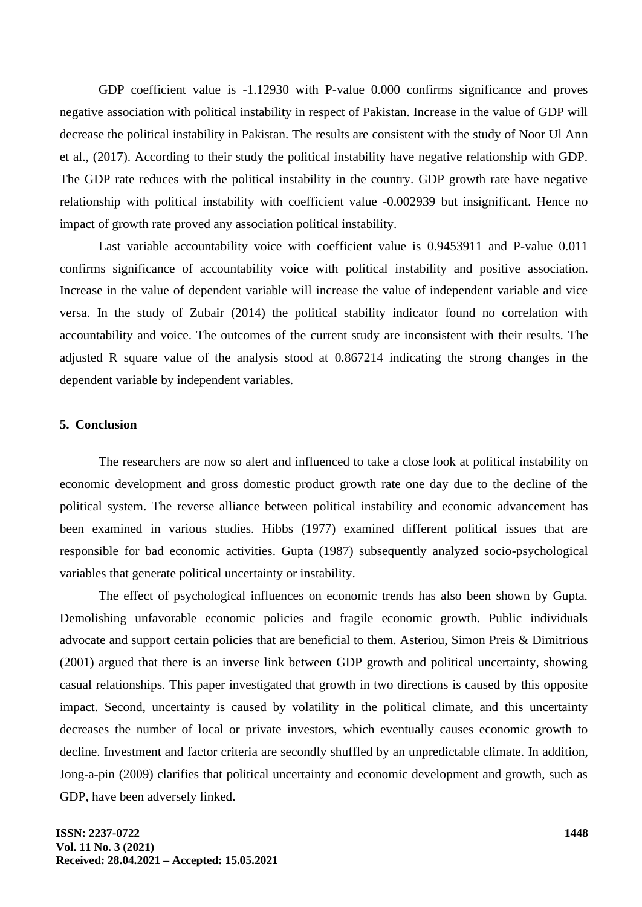GDP coefficient value is -1.12930 with P-value 0.000 confirms significance and proves negative association with political instability in respect of Pakistan. Increase in the value of GDP will decrease the political instability in Pakistan. The results are consistent with the study of Noor Ul Ann et al., (2017). According to their study the political instability have negative relationship with GDP. The GDP rate reduces with the political instability in the country. GDP growth rate have negative relationship with political instability with coefficient value -0.002939 but insignificant. Hence no impact of growth rate proved any association political instability.

Last variable accountability voice with coefficient value is 0.9453911 and P-value 0.011 confirms significance of accountability voice with political instability and positive association. Increase in the value of dependent variable will increase the value of independent variable and vice versa. In the study of Zubair (2014) the political stability indicator found no correlation with accountability and voice. The outcomes of the current study are inconsistent with their results. The adjusted R square value of the analysis stood at 0.867214 indicating the strong changes in the dependent variable by independent variables.

## 5. Conclusion

The researchers are now so alert and influenced to take a close look at political instability on economic development and gross domestic product growth rate one day due to the decline of the political system. The reverse alliance between political instability and economic advancement has been examined in various studies. Hibbs (1977) examined different political issues that are responsible for bad economic activities. Gupta (1987) subsequently analyzed socio-psychological variables that generate political uncertainty or instability.

The effect of psychological influences on economic trends has also been shown by Gupta. Demolishing unfavorable economic policies and fragile economic growth. Public individuals advocate and support certain policies that are beneficial to them. Asteriou, Simon Preis & Dimitrious (2001) argued that there is an inverse link between GDP growth and political uncertainty, showing casual relationships. This paper investigated that growth in two directions is caused by this opposite impact. Second, uncertainty is caused by volatility in the political climate, and this uncertainty decreases the number of local or private investors, which eventually causes economic growth to decline. Investment and factor criteria are secondly shuffled by an unpredictable climate. In addition, Jong-a-pin (2009) clarifies that political uncertainty and economic development and growth, such as GDP, have been adversely linked.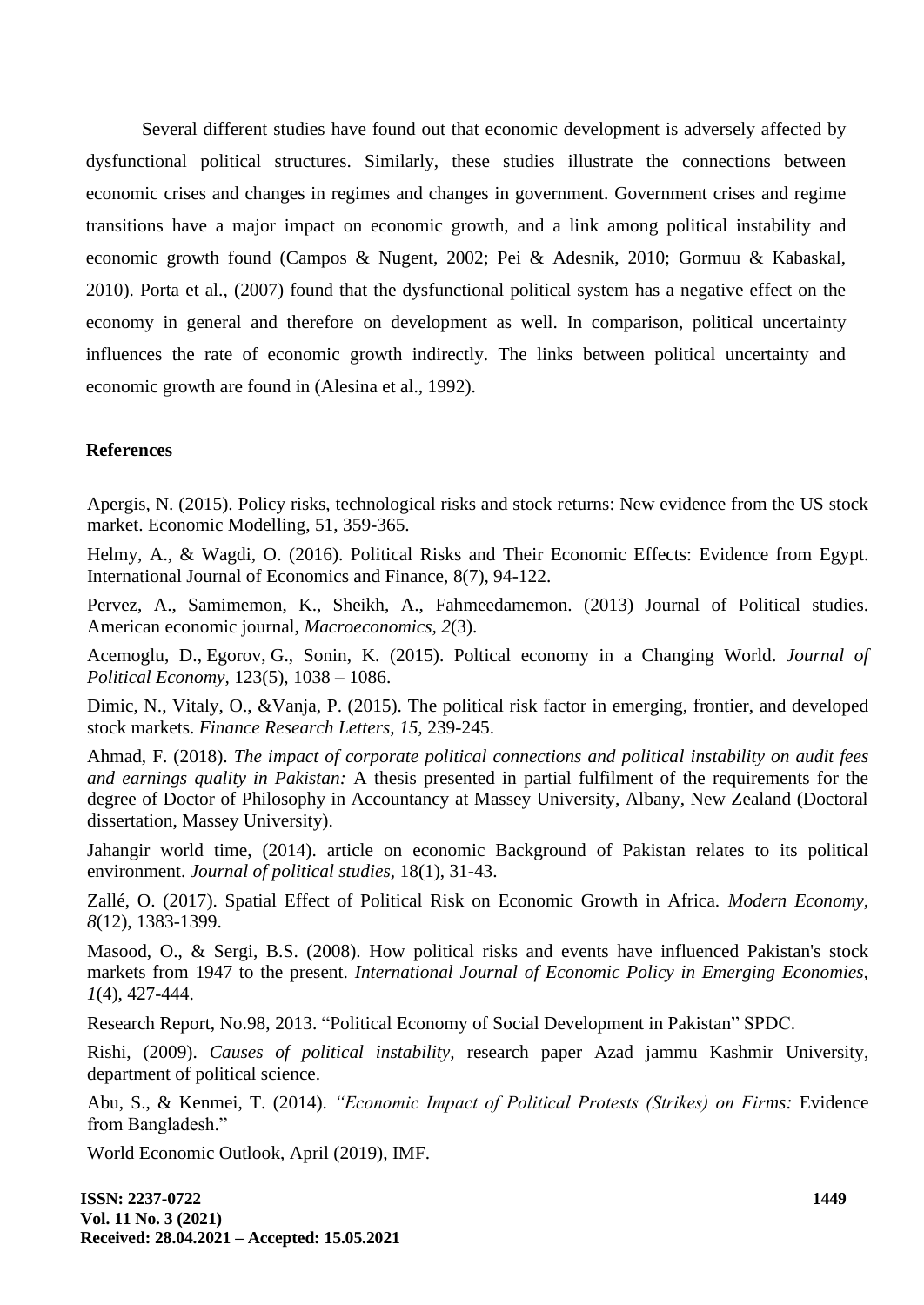Several different studies have found out that economic development is adversely affected by dysfunctional political structures. Similarly, these studies illustrate the connections between economic crises and changes in regimes and changes in government. Government crises and regime transitions have a major impact on economic growth, and a link among political instability and economic growth found (Campos & Nugent, 2002; Pei & Adesnik, 2010; Gormuu & Kabaskal, 2010). Porta et al., (2007) found that the dysfunctional political system has a negative effect on the economy in general and therefore on development as well. In comparison, political uncertainty influences the rate of economic growth indirectly. The links between political uncertainty and economic growth are found in (Alesina et al., 1992).

## References

Apergis, N. (2015). Policy risks, technological risks and stock returns: New evidence from the US stock market. Economic Modelling, 51, 359-365.

Helmy, A., & Wagdi, O. (2016). Political Risks and Their Economic Effects: Evidence from Egypt. International Journal of Economics and Finance, 8(7), 94-122.

Pervez, A., Samimemon, K., Sheikh, A., Fahmeedamemon. (2013) Journal of Political studies. American economic journal, *Macroeconomics, 2*(3).

Acemoglu, D., Egorov, G., Sonin, K. (2015). Poltical economy in a Changing World. *Journal of Political Economy,* 123(5), 1038 – 1086.

Dimic, N., Vitaly, O., &Vanja, P. (2015). The political risk factor in emerging, frontier, and developed stock markets. *Finance Research Letters, 15,* 239-245.

Ahmad, F. (2018). *The impact of corporate political connections and political instability on audit fees and earnings quality in Pakistan:* A thesis presented in partial fulfilment of the requirements for the degree of Doctor of Philosophy in Accountancy at Massey University, Albany, New Zealand (Doctoral dissertation, Massey University).

Jahangir world time, (2014). article on economic Background of Pakistan relates to its political environment. *Journal of political studies*, 18(1), 31-43.

Zallé, O. (2017). Spatial Effect of Political Risk on Economic Growth in Africa. *Modern Economy, 8*(12), 1383-1399.

Masood, O., & Sergi, B.S. (2008). How political risks and events have influenced Pakistan's stock markets from 1947 to the present. *International Journal of Economic Policy in Emerging Economies, 1*(4), 427-444.

Research Report, No.98, 2013. "Political Economy of Social Development in Pakistan" SPDC.

Rishi, (2009). *Causes of political instability,* research paper Azad jammu Kashmir University, department of political science.

Abu, S., & Kenmei, T. (2014). *"Economic Impact of Political Protests (Strikes) on Firms:* Evidence from Bangladesh."

World Economic Outlook, April (2019), IMF.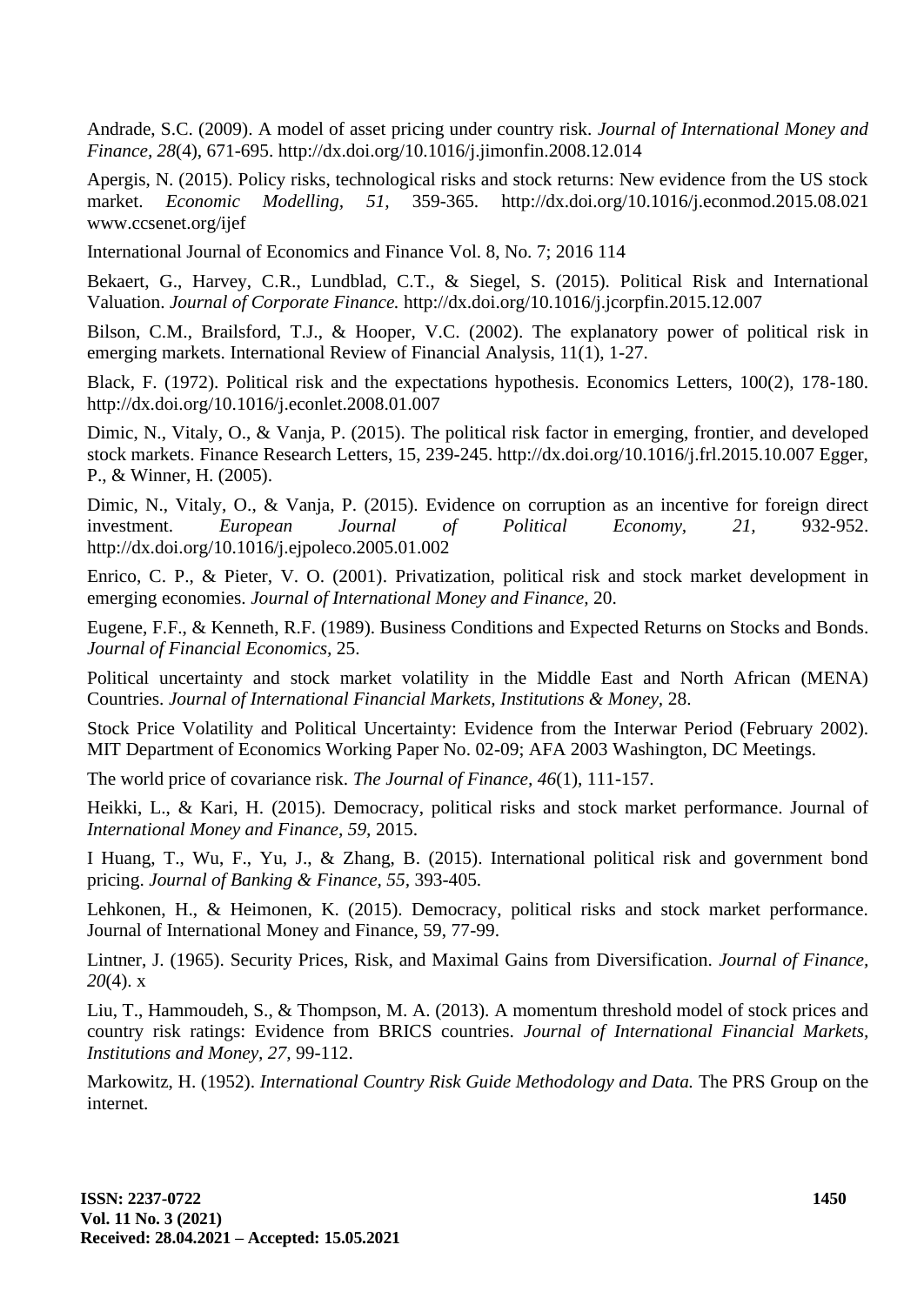Andrade, S.C. (2009). A model of asset pricing under country risk. *Journal of International Money and Finance, 28*(4), 671-695. http://dx.doi.org/10.1016/j.jimonfin.2008.12.014

Apergis, N. (2015). Policy risks, technological risks and stock returns: New evidence from the US stock market. *Economic Modelling, 51,* 359-365. http://dx.doi.org/10.1016/j.econmod.2015.08.021 www.ccsenet.org/ijef

International Journal of Economics and Finance Vol. 8, No. 7; 2016 114

Bekaert, G., Harvey, C.R., Lundblad, C.T., & Siegel, S. (2015). Political Risk and International Valuation. *Journal of Corporate Finance.* http://dx.doi.org/10.1016/j.jcorpfin.2015.12.007

Bilson, C.M., Brailsford, T.J., & Hooper, V.C. (2002). The explanatory power of political risk in emerging markets. International Review of Financial Analysis, 11(1), 1-27.

Black, F. (1972). Political risk and the expectations hypothesis. Economics Letters, 100(2), 178-180. http://dx.doi.org/10.1016/j.econlet.2008.01.007

Dimic, N., Vitaly, O., & Vanja, P. (2015). The political risk factor in emerging, frontier, and developed stock markets. Finance Research Letters, 15, 239-245. http://dx.doi.org/10.1016/j.frl.2015.10.007 Egger, P., & Winner, H. (2005).

Dimic, N., Vitaly, O., & Vanja, P. (2015). Evidence on corruption as an incentive for foreign direct investment. *European Journal of Political Economy, 21,* 932-952. http://dx.doi.org/10.1016/j.ejpoleco.2005.01.002

Enrico, C. P., & Pieter, V. O. (2001). Privatization, political risk and stock market development in emerging economies. *Journal of International Money and Finance*, 20.

Eugene, F.F., & Kenneth, R.F. (1989). Business Conditions and Expected Returns on Stocks and Bonds. *Journal of Financial Economics,* 25.

Political uncertainty and stock market volatility in the Middle East and North African (MENA) Countries. *Journal of International Financial Markets, Institutions & Money*, 28.

Stock Price Volatility and Political Uncertainty: Evidence from the Interwar Period (February 2002). MIT Department of Economics Working Paper No. 02-09; AFA 2003 Washington, DC Meetings.

The world price of covariance risk. *The Journal of Finance, 46*(1), 111-157.

Heikki, L., & Kari, H. (2015). Democracy, political risks and stock market performance. Journal of *International Money and Finance, 59,* 2015.

I Huang, T., Wu, F., Yu, J., & Zhang, B. (2015). International political risk and government bond pricing. *Journal of Banking & Finance*, *55,* 393-405.

Lehkonen, H., & Heimonen, K. (2015). Democracy, political risks and stock market performance. Journal of International Money and Finance, 59, 77-99.

Lintner, J. (1965). Security Prices, Risk, and Maximal Gains from Diversification. *Journal of Finance, 20*(4). x

Liu, T., Hammoudeh, S., & Thompson, M. A. (2013). A momentum threshold model of stock prices and country risk ratings: Evidence from BRICS countries. *Journal of International Financial Markets, Institutions and Money, 27,* 99-112.

Markowitz, H. (1952). *International Country Risk Guide Methodology and Data.* The PRS Group on the internet.